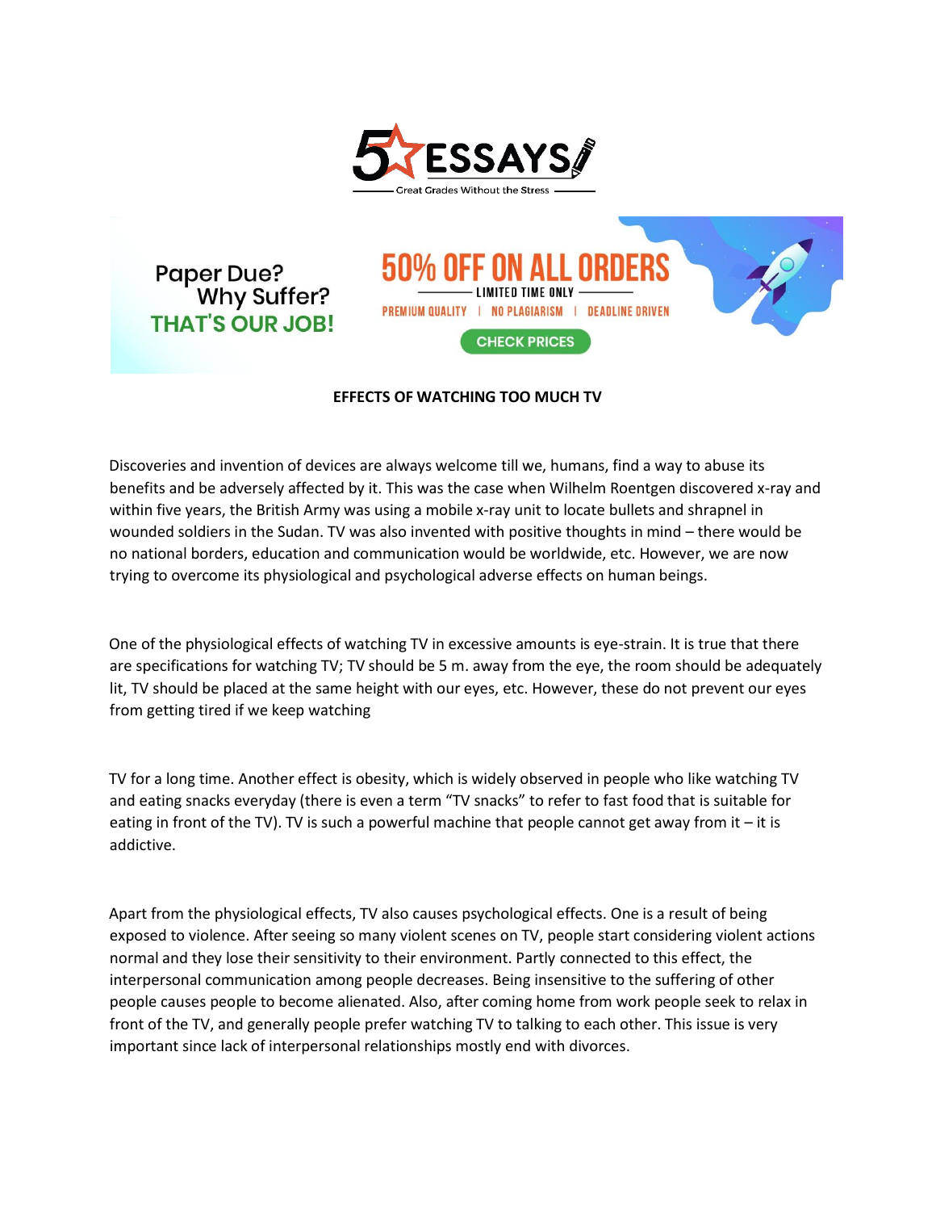5 ESSAYS

Great Grades Without the Stress

Paper Due? Why Suffer? THAT'S OUR JOB!

50% OFF ON ALL ORDERS

LIMITED TIME ONLY

PREMIUM QUALITY | NO PLAGIARISM | DEADLINE DRIVEN

CHECK PRICES

**EFFECTS OF WATCHING TOO MUCH TV**

Discoveries and invention of devices are always welcome till we, humans, find a way to abuse its benefits and be adversely affected by it. This was the case when Wilhelm Roentgen discovered x-ray and within five years, the British Army was using a mobile x-ray unit to locate bullets and shrapnel in wounded soldiers in the Sudan. TV was also invented with positive thoughts in mind – there would be no national borders, education and communication would be worldwide, etc. However, we are now trying to overcome its physiological and psychological adverse effects on human beings.

One of the physiological effects of watching TV in excessive amounts is eye-strain. It is true that there are specifications for watching TV; TV should be 5 m. away from the eye, the room should be adequately lit, TV should be placed at the same height with our eyes, etc. However, these do not prevent our eyes from getting tired if we keep watching

TV for a long time. Another effect is obesity, which is widely observed in people who like watching TV and eating snacks everyday (there is even a term "TV snacks" to refer to fast food that is suitable for eating in front of the TV). TV is such a powerful machine that people cannot get away from it – it is addictive.

Apart from the physiological effects, TV also causes psychological effects. One is a result of being exposed to violence. After seeing so many violent scenes on TV, people start considering violent actions normal and they lose their sensitivity to their environment. Partly connected to this effect, the interpersonal communication among people decreases. Being insensitive to the suffering of other people causes people to become alienated. Also, after coming home from work people seek to relax in front of the TV, and generally people prefer watching TV to talking to each other. This issue is very important since lack of interpersonal relationships mostly end with divorces.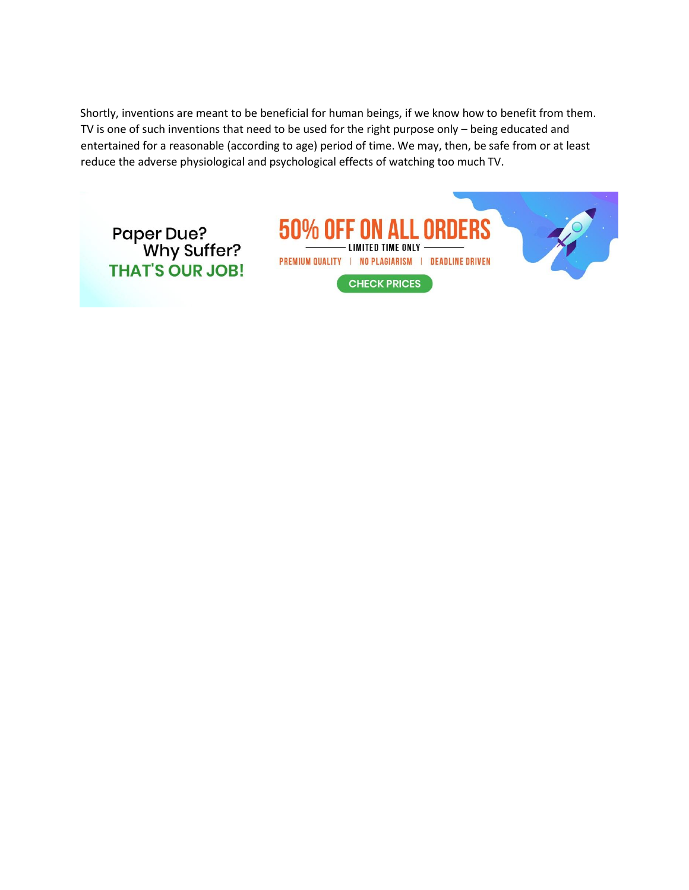Shortly, inventions are meant to be beneficial for human beings, if we know how to benefit from them. TV is one of such inventions that need to be used for the right purpose only – being educated and entertained for a reasonable (according to age) period of time. We may, then, be safe from or at least reduce the adverse physiological and psychological effects of watching too much TV.